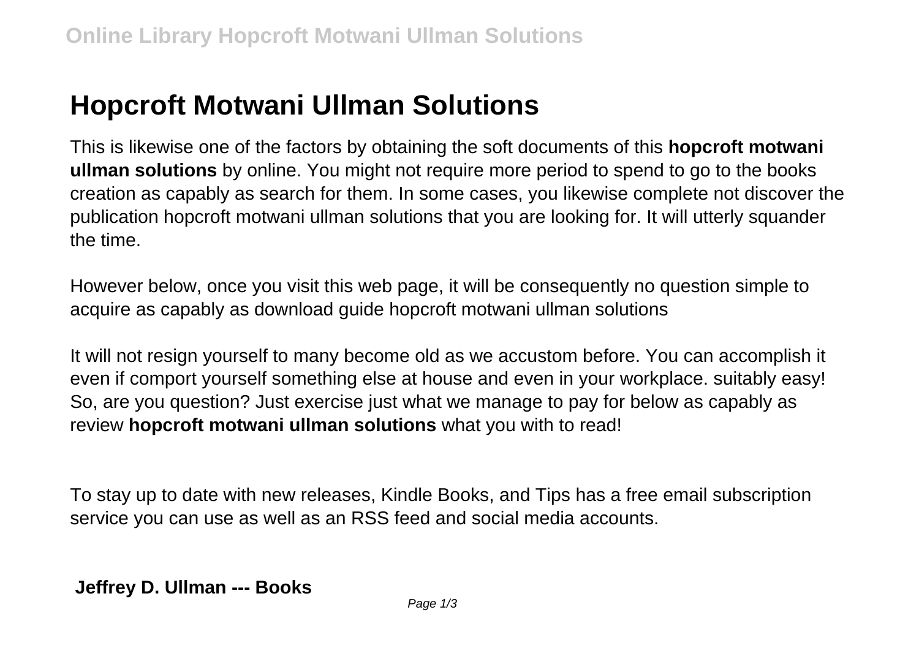# Hopcroft Motwani Ullman Solutions

This is likewise one of the factors by obtaining the soft documents of this **hopcroft motwani ullman solutions** by online. You might not require more period to spend to go to the books creation as capably as search for them. In some cases, you likewise complete not discover the publication hopcroft motwani ullman solutions that you are looking for. It will utterly squander the time.

However below, once you visit this web page, it will be consequently no question simple to acquire as capably as download guide hopcroft motwani ullman solutions

It will not resign yourself to many become old as we accustom before. You can accomplish it even if comport yourself something else at house and even in your workplace. suitably easy! So, are you question? Just exercise just what we manage to pay for below as capably as review **hopcroft motwani ullman solutions** what you with to read!

To stay up to date with new releases, Kindle Books, and Tips has a free email subscription service you can use as well as an RSS feed and social media accounts.

## Jeffrey D. Ullman --- Books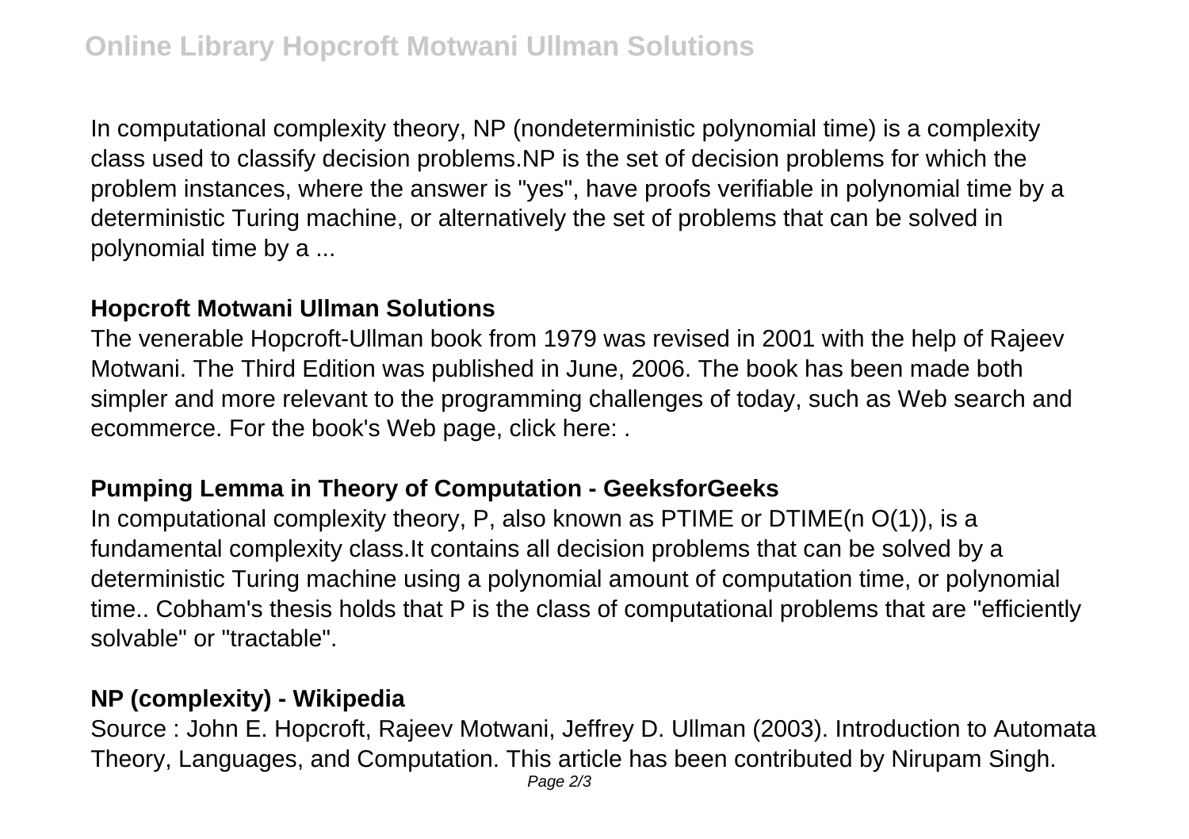In computational complexity theory, NP (nondeterministic polynomial time) is a complexity class used to classify decision problems.NP is the set of decision problems for which the problem instances, where the answer is "yes", have proofs verifiable in polynomial time by a deterministic Turing machine, or alternatively the set of problems that can be solved in polynomial time by a ...

**Hopcroft Motwani Ullman Solutions**

The venerable Hopcroft-Ullman book from 1979 was revised in 2001 with the help of Rajeev Motwani. The Third Edition was published in June, 2006. The book has been made both simpler and more relevant to the programming challenges of today, such as Web search and ecommerce. For the book's Web page, click here: .

**Pumping Lemma in Theory of Computation - GeeksforGeeks**

In computational complexity theory, P, also known as PTIME or DTIME(n O(1)), is a fundamental complexity class.It contains all decision problems that can be solved by a deterministic Turing machine using a polynomial amount of computation time, or polynomial time.. Cobham's thesis holds that P is the class of computational problems that are "efficiently solvable" or "tractable".

**NP (complexity) - Wikipedia**

Source : John E. Hopcroft, Rajeev Motwani, Jeffrey D. Ullman (2003). Introduction to Automata Theory, Languages, and Computation. This article has been contributed by Nirupam Singh.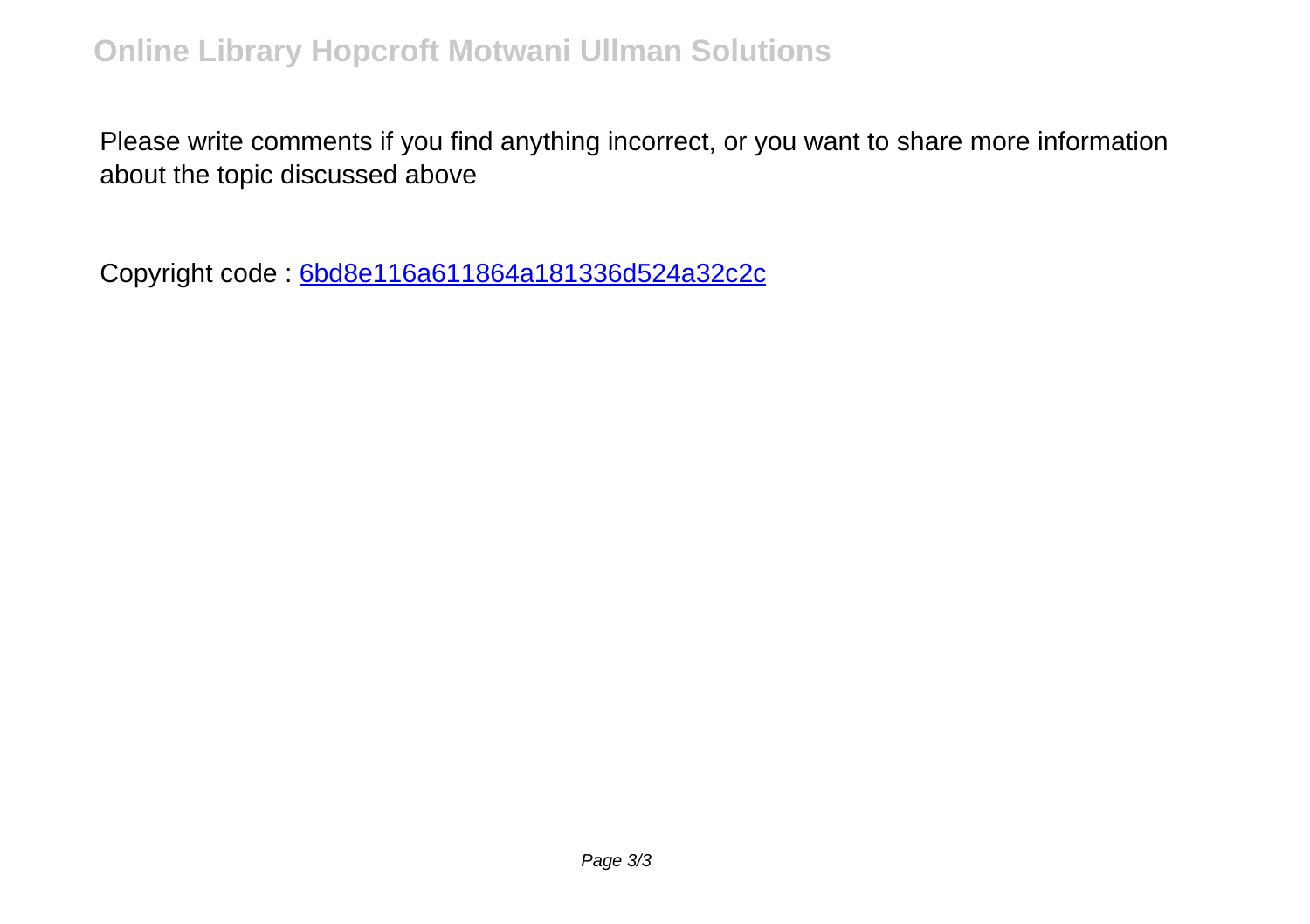Please write comments if you find anything incorrect, or you want to share more information about the topic discussed above

Copyright code : 6bd8e116a611864a181336d524a32c2c